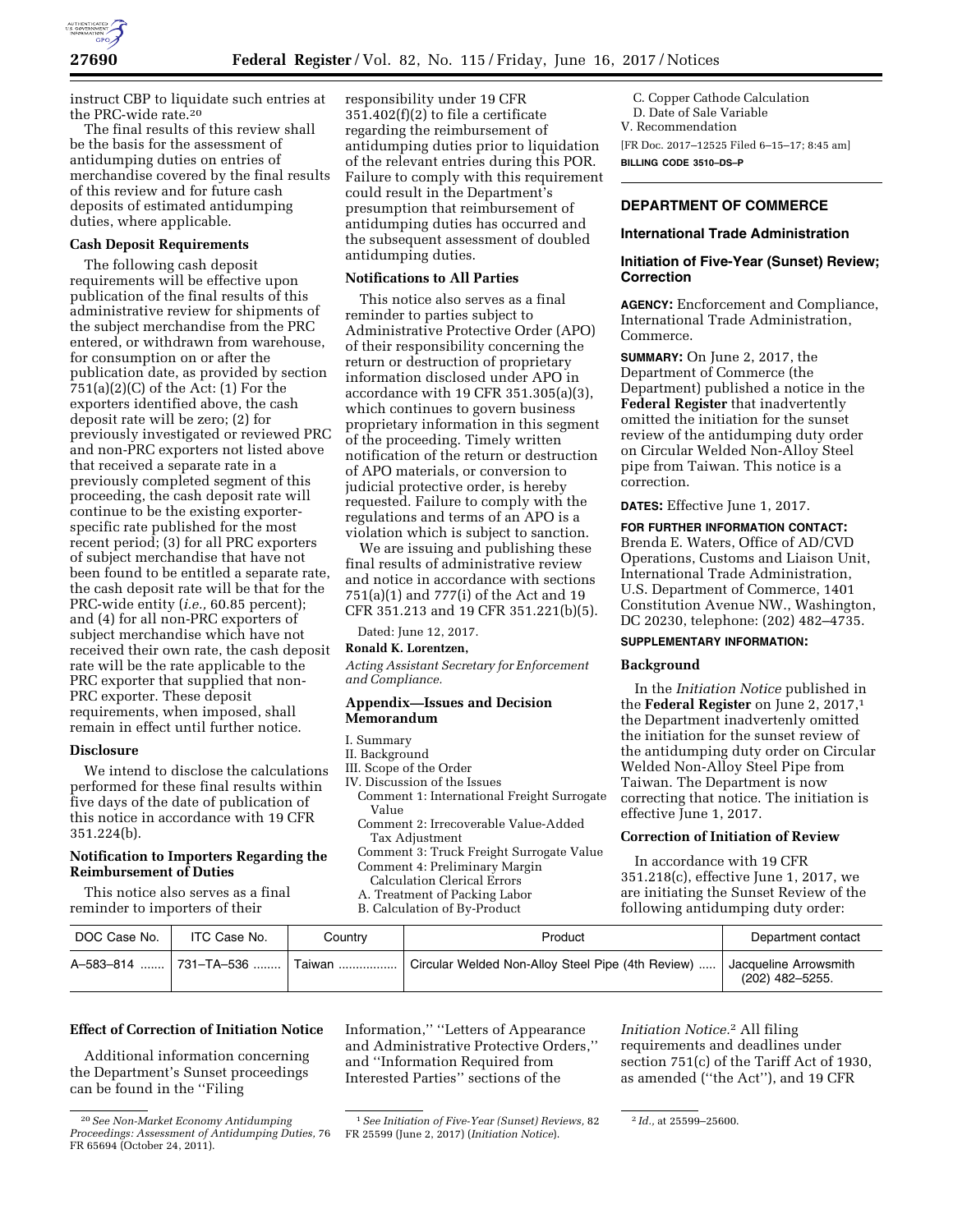instruct CBP to liquidate such entries at the PRC-wide rate.[20]

The final results of this review shall be the basis for the assessment of antidumping duties on entries of merchandise covered by the final results of this review and for future cash deposits of estimated antidumping duties, where applicable.

**Cash Deposit Requirements**

The following cash deposit requirements will be effective upon publication of the final results of this administrative review for shipments of the subject merchandise from the PRC entered, or withdrawn from warehouse, for consumption on or after the publication date, as provided by section 751(a)(2)(C) of the Act: (1) For the exporters identified above, the cash deposit rate will be zero; (2) for previously investigated or reviewed PRC and non-PRC exporters not listed above that received a separate rate in a previously completed segment of this proceeding, the cash deposit rate will continue to be the existing exporter-specific rate published for the most recent period; (3) for all PRC exporters of subject merchandise that have not been found to be entitled a separate rate, the cash deposit rate will be that for the PRC-wide entity (*i.e.,* 60.85 percent); and (4) for all non-PRC exporters of subject merchandise which have not received their own rate, the cash deposit rate will be the rate applicable to the PRC exporter that supplied that non-PRC exporter. These deposit requirements, when imposed, shall remain in effect until further notice.

**Disclosure**

We intend to disclose the calculations performed for these final results within five days of the date of publication of this notice in accordance with 19 CFR 351.224(b).

**Notification to Importers Regarding the Reimbursement of Duties**

This notice also serves as a final reminder to importers of their responsibility under 19 CFR 351.402(f)(2) to file a certificate regarding the reimbursement of antidumping duties prior to liquidation of the relevant entries during this POR. Failure to comply with this requirement could result in the Department's presumption that reimbursement of antidumping duties has occurred and the subsequent assessment of doubled antidumping duties.

**Notifications to All Parties**

This notice also serves as a final reminder to parties subject to Administrative Protective Order (APO) of their responsibility concerning the return or destruction of proprietary information disclosed under APO in accordance with 19 CFR 351.305(a)(3), which continues to govern business proprietary information in this segment of the proceeding. Timely written notification of the return or destruction of APO materials, or conversion to judicial protective order, is hereby requested. Failure to comply with the regulations and terms of an APO is a violation which is subject to sanction.

We are issuing and publishing these final results of administrative review and notice in accordance with sections 751(a)(1) and 777(i) of the Act and 19 CFR 351.213 and 19 CFR 351.221(b)(5).

Dated: June 12, 2017.

**Ronald K. Lorentzen,**

*Acting Assistant Secretary for Enforcement and Compliance.*

**Appendix—Issues and Decision Memorandum**

I. Summary
II. Background
III. Scope of the Order
IV. Discussion of the Issues
  Comment 1: International Freight Surrogate Value
  Comment 2: Irrecoverable Value-Added Tax Adjustment
  Comment 3: Truck Freight Surrogate Value
  Comment 4: Preliminary Margin Calculation Clerical Errors
  A. Treatment of Packing Labor
  B. Calculation of By-Product
  C. Copper Cathode Calculation
  D. Date of Sale Variable
V. Recommendation

[FR Doc. 2017–12525 Filed 6–15–17; 8:45 am]

**BILLING CODE 3510–DS–P**

## DEPARTMENT OF COMMERCE

### International Trade Administration

### Initiation of Five-Year (Sunset) Review; Correction

**AGENCY:** Enforcement and Compliance, International Trade Administration, Commerce.

**SUMMARY:** On June 2, 2017, the Department of Commerce (the Department) published a notice in the **Federal Register** that inadvertently omitted the initiation for the sunset review of the antidumping duty order on Circular Welded Non-Alloy Steel pipe from Taiwan. This notice is a correction.

**DATES:** Effective June 1, 2017.

**FOR FURTHER INFORMATION CONTACT:** Brenda E. Waters, Office of AD/CVD Operations, Customs and Liaison Unit, International Trade Administration, U.S. Department of Commerce, 1401 Constitution Avenue NW., Washington, DC 20230, telephone: (202) 482–4735.

**SUPPLEMENTARY INFORMATION:**

**Background**

In the *Initiation Notice* published in the **Federal Register** on June 2, 2017,[1] the Department inadvertently omitted the initiation for the sunset review of the antidumping duty order on Circular Welded Non-Alloy Steel Pipe from Taiwan. The Department is now correcting that notice. The initiation is effective June 1, 2017.

**Correction of Initiation of Review**

In accordance with 19 CFR 351.218(c), effective June 1, 2017, we are initiating the Sunset Review of the following antidumping duty order:

| DOC Case No. | ITC Case No. | Country | Product | Department contact |
|---|---|---|---|---|
| A–583–814 | 731–TA–536 | Taiwan | Circular Welded Non-Alloy Steel Pipe (4th Review) | Jacqueline Arrowsmith (202) 482–5255. |

**Effect of Correction of Initiation Notice**

Additional information concerning the Department's Sunset proceedings can be found in the "Filing Information," "Letters of Appearance and Administrative Protective Orders," and "Information Required from Interested Parties" sections of the *Initiation Notice.*[2] All filing requirements and deadlines under section 751(c) of the Tariff Act of 1930, as amended ("the Act"), and 19 CFR

---

[20] *See Non-Market Economy Antidumping Proceedings: Assessment of Antidumping Duties,* 76 FR 65694 (October 24, 2011).

[1] *See Initiation of Five-Year (Sunset) Reviews,* 82 FR 25599 (June 2, 2017) (*Initiation Notice*).

[2] *Id.,* at 25599–25600.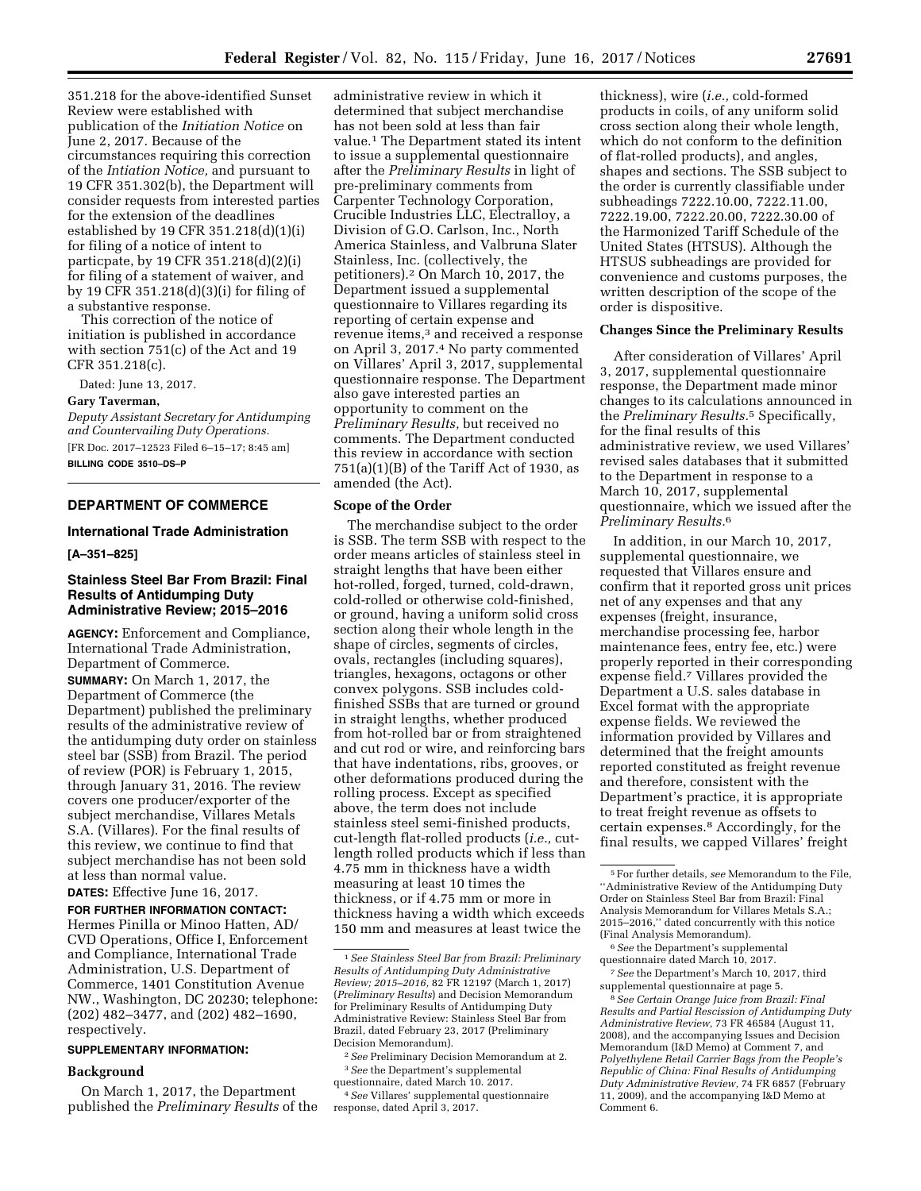351.218 for the above-identified Sunset Review were established with publication of the *Initiation Notice* on June 2, 2017. Because of the circumstances requiring this correction of the *Initiation Notice,* and pursuant to 19 CFR 351.302(b), the Department will consider requests from interested parties for the extension of the deadlines established by 19 CFR 351.218(d)(1)(i) for filing of a notice of intent to particpate, by 19 CFR 351.218(d)(2)(i) for filing of a statement of waiver, and by 19 CFR 351.218(d)(3)(i) for filing of a substantive response.

This correction of the notice of initiation is published in accordance with section 751(c) of the Act and 19 CFR 351.218(c).

Dated: June 13, 2017.

**Gary Taverman,**

*Deputy Assistant Secretary for Antidumping and Countervailing Duty Operations.*

[FR Doc. 2017–12523 Filed 6–15–17; 8:45 am]

**BILLING CODE 3510–DS–P**

---

## DEPARTMENT OF COMMERCE

### International Trade Administration

**[A–351–825]**

### Stainless Steel Bar From Brazil: Final Results of Antidumping Duty Administrative Review; 2015–2016

**AGENCY:** Enforcement and Compliance, International Trade Administration, Department of Commerce.

**SUMMARY:** On March 1, 2017, the Department of Commerce (the Department) published the preliminary results of the administrative review of the antidumping duty order on stainless steel bar (SSB) from Brazil. The period of review (POR) is February 1, 2015, through January 31, 2016. The review covers one producer/exporter of the subject merchandise, Villares Metals S.A. (Villares). For the final results of this review, we continue to find that subject merchandise has not been sold at less than normal value.

**DATES:** Effective June 16, 2017.

**FOR FURTHER INFORMATION CONTACT:** Hermes Pinilla or Minoo Hatten, AD/CVD Operations, Office I, Enforcement and Compliance, International Trade Administration, U.S. Department of Commerce, 1401 Constitution Avenue NW., Washington, DC 20230; telephone: (202) 482–3477, and (202) 482–1690, respectively.

**SUPPLEMENTARY INFORMATION:**

**Background**

On March 1, 2017, the Department published the *Preliminary Results* of the administrative review in which it determined that subject merchandise has not been sold at less than fair value.[1] The Department stated its intent to issue a supplemental questionnaire after the *Preliminary Results* in light of pre-preliminary comments from Carpenter Technology Corporation, Crucible Industries LLC, Electralloy, a Division of G.O. Carlson, Inc., North America Stainless, and Valbruna Slater Stainless, Inc. (collectively, the petitioners).[2] On March 10, 2017, the Department issued a supplemental questionnaire to Villares regarding its reporting of certain expense and revenue items,[3] and received a response on April 3, 2017.[4] No party commented on Villares' April 3, 2017, supplemental questionnaire response. The Department also gave interested parties an opportunity to comment on the *Preliminary Results,* but received no comments. The Department conducted this review in accordance with section 751(a)(1)(B) of the Tariff Act of 1930, as amended (the Act).

**Scope of the Order**

The merchandise subject to the order is SSB. The term SSB with respect to the order means articles of stainless steel in straight lengths that have been either hot-rolled, forged, turned, cold-drawn, cold-rolled or otherwise cold-finished, or ground, having a uniform solid cross section along their whole length in the shape of circles, segments of circles, ovals, rectangles (including squares), triangles, hexagons, octagons or other convex polygons. SSB includes cold-finished SSBs that are turned or ground in straight lengths, whether produced from hot-rolled bar or from straightened and cut rod or wire, and reinforcing bars that have indentations, ribs, grooves, or other deformations produced during the rolling process. Except as specified above, the term does not include stainless steel semi-finished products, cut-length flat-rolled products (*i.e.,* cut-length rolled products which if less than 4.75 mm in thickness have a width measuring at least 10 times the thickness, or if 4.75 mm or more in thickness having a width which exceeds 150 mm and measures at least twice the thickness), wire (*i.e.,* cold-formed products in coils, of any uniform solid cross section along their whole length, which do not conform to the definition of flat-rolled products), and angles, shapes and sections. The SSB subject to the order is currently classifiable under subheadings 7222.10.00, 7222.11.00, 7222.19.00, 7222.20.00, 7222.30.00 of the Harmonized Tariff Schedule of the United States (HTSUS). Although the HTSUS subheadings are provided for convenience and customs purposes, the written description of the scope of the order is dispositive.

**Changes Since the Preliminary Results**

After consideration of Villares' April 3, 2017, supplemental questionnaire response, the Department made minor changes to its calculations announced in the *Preliminary Results.*[5] Specifically, for the final results of this administrative review, we used Villares' revised sales databases that it submitted to the Department in response to a March 10, 2017, supplemental questionnaire, which we issued after the *Preliminary Results.*[6]

In addition, in our March 10, 2017, supplemental questionnaire, we requested that Villares ensure and confirm that it reported gross unit prices net of any expenses and that any expenses (freight, insurance, merchandise processing fee, harbor maintenance fees, entry fee, etc.) were properly reported in their corresponding expense field.[7] Villares provided the Department a U.S. sales database in Excel format with the appropriate expense fields. We reviewed the information provided by Villares and determined that the freight amounts reported constituted as freight revenue and therefore, consistent with the Department's practice, it is appropriate to treat freight revenue as offsets to certain expenses.[8] Accordingly, for the final results, we capped Villares' freight

---

[1] *See Stainless Steel Bar from Brazil: Preliminary Results of Antidumping Duty Administrative Review; 2015–2016,* 82 FR 12197 (March 1, 2017) (*Preliminary Results*) and Decision Memorandum for Preliminary Results of Antidumping Duty Administrative Review: Stainless Steel Bar from Brazil, dated February 23, 2017 (Preliminary Decision Memorandum).

[2] *See* Preliminary Decision Memorandum at 2.

[3] *See* the Department's supplemental questionnaire, dated March 10. 2017.

[4] *See* Villares' supplemental questionnaire response, dated April 3, 2017.

[5] For further details, *see* Memorandum to the File, ''Administrative Review of the Antidumping Duty Order on Stainless Steel Bar from Brazil: Final Analysis Memorandum for Villares Metals S.A.; 2015–2016,'' dated concurrently with this notice (Final Analysis Memorandum).

[6] *See* the Department's supplemental questionnaire dated March 10, 2017.

[7] *See* the Department's March 10, 2017, third supplemental questionnaire at page 5.

[8] *See Certain Orange Juice from Brazil: Final Results and Partial Rescission of Antidumping Duty Administrative Review,* 73 FR 46584 (August 11, 2008), and the accompanying Issues and Decision Memorandum (I&D Memo) at Comment 7, and *Polyethylene Retail Carrier Bags from the People's Republic of China: Final Results of Antidumping Duty Administrative Review,* 74 FR 6857 (February 11, 2009), and the accompanying I&D Memo at Comment 6.